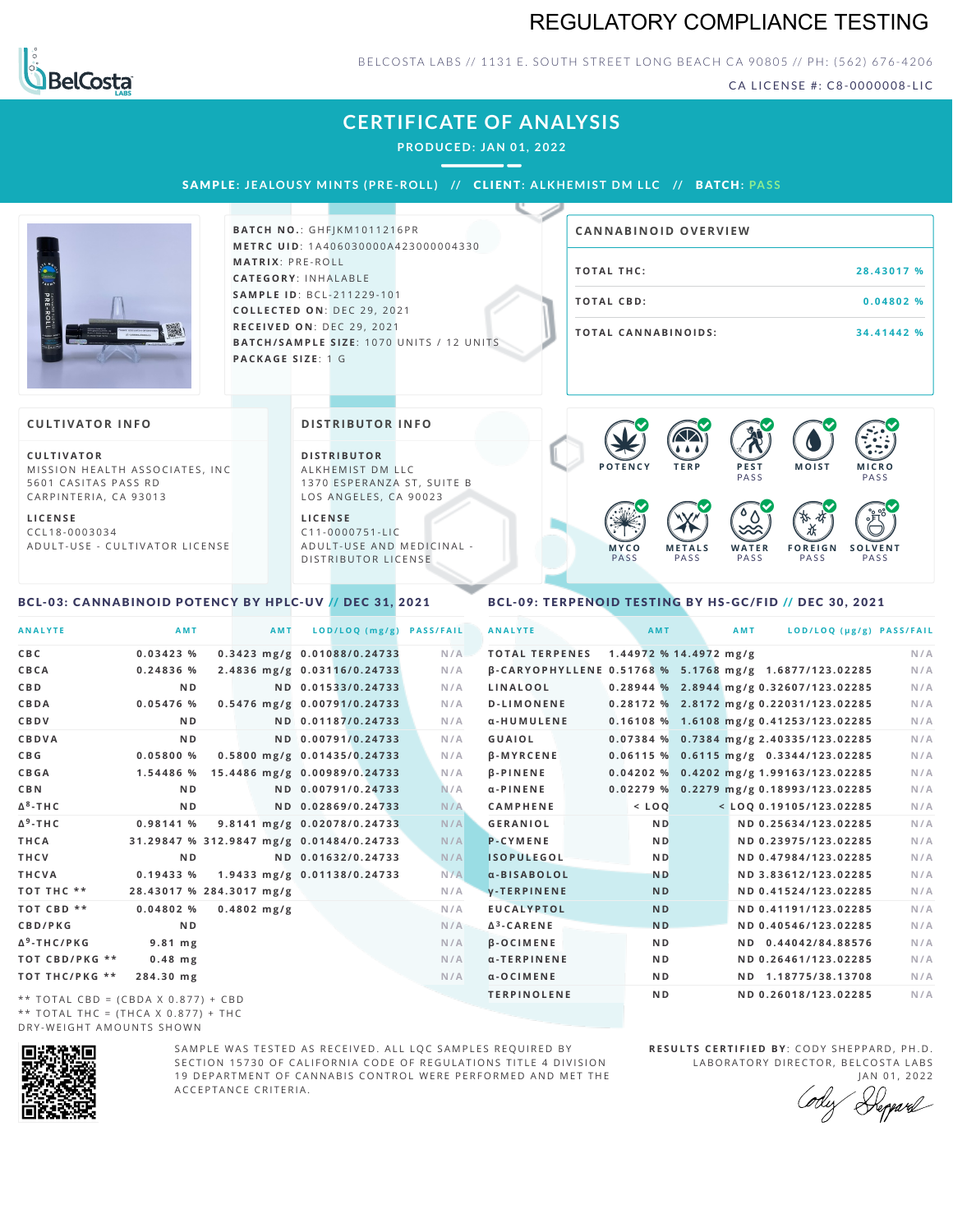# REGULATORY COMPLIANCE TESTING

BELCOSTA LABS // 1131 E. SOUTH STREET LONG BEACH CA 90805 // PH: (562) 676-4206

CA LICENSE #: C8-0000008-LIC

## CERTIFICATE OF ANALYSIS

PRODUCED: JAN 01, 2022

**SAMPLE:** JEALOUSY MINTS (PRE-ROLL) // **CLIENT:** ALKHEMIST DM LLC // **BATCH:** PASS

**BATCH NO.:** GHFJKM1011216PR
**METRC UID:** 1A406030000A423000004330
**MATRIX:** PRE-ROLL
**CATEGORY:** INHALABLE
**SAMPLE ID:** BCL-211229-101
**COLLECTED ON:** DEC 29, 2021
**RECEIVED ON:** DEC 29, 2021
**BATCH/SAMPLE SIZE:** 1070 UNITS / 12 UNITS
**PACKAGE SIZE:** 1 G

### CANNABINOID OVERVIEW

| | |
|---|---|
| TOTAL THC: | 28.43017 % |
| TOTAL CBD: | 0.04802 % |
| TOTAL CANNABINOIDS: | 34.41442 % |

### CULTIVATOR INFO

**CULTIVATOR**
MISSION HEALTH ASSOCIATES, INC
5601 CASITAS PASS RD
CARPINTERIA, CA 93013

**LICENSE**
CCL18-0003034
ADULT-USE - CULTIVATOR LICENSE

### DISTRIBUTOR INFO

**DISTRIBUTOR**
ALKHEMIST DM LLC
1370 ESPERANZA ST, SUITE B
LOS ANGELES, CA 90023

**LICENSE**
C11-0000751-LIC
ADULT-USE AND MEDICINAL - DISTRIBUTOR LICENSE

POTENCY | TERP | PEST PASS | MOIST | MICRO PASS
MYCO PASS | METALS PASS | WATER PASS | FOREIGN PASS | SOLVENT PASS

### BCL-03: CANNABINOID POTENCY BY HPLC-UV // DEC 31, 2021

| ANALYTE | AMT | AMT | LOD/LOQ (mg/g) | PASS/FAIL |
|---|---|---|---|---|
| CBC | 0.03423 % | 0.3423 mg/g | 0.01088/0.24733 | N/A |
| CBCA | 0.24836 % | 2.4836 mg/g | 0.03116/0.24733 | N/A |
| CBD | ND | ND | 0.01533/0.24733 | N/A |
| CBDA | 0.05476 % | 0.5476 mg/g | 0.00791/0.24733 | N/A |
| CBDV | ND | ND | 0.01187/0.24733 | N/A |
| CBDVA | ND | ND | 0.00791/0.24733 | N/A |
| CBG | 0.05800 % | 0.5800 mg/g | 0.01435/0.24733 | N/A |
| CBGA | 1.54486 % | 15.4486 mg/g | 0.00989/0.24733 | N/A |
| CBN | ND | ND | 0.00791/0.24733 | N/A |
| Δ⁸-THC | ND | ND | 0.02869/0.24733 | N/A |
| Δ⁹-THC | 0.98141 % | 9.8141 mg/g | 0.02078/0.24733 | N/A |
| THCA | 31.29847 % | 312.9847 mg/g | 0.01484/0.24733 | N/A |
| THCV | ND | ND | 0.01632/0.24733 | N/A |
| THCVA | 0.19433 % | 1.9433 mg/g | 0.01138/0.24733 | N/A |
| TOT THC ** | 28.43017 % | 284.3017 mg/g | | N/A |
| TOT CBD ** | 0.04802 % | 0.4802 mg/g | | N/A |
| CBD/PKG | ND | | | N/A |
| Δ⁹-THC/PKG | 9.81 mg | | | N/A |
| TOT CBD/PKG ** | 0.48 mg | | | N/A |
| TOT THC/PKG ** | 284.30 mg | | | N/A |

** TOTAL CBD = (CBDA X 0.877) + CBD
** TOTAL THC = (THCA X 0.877) + THC
DRY-WEIGHT AMOUNTS SHOWN

### BCL-09: TERPENOID TESTING BY HS-GC/FID // DEC 30, 2021

| ANALYTE | AMT | AMT | LOD/LOQ (μg/g) | PASS/FAIL |
|---|---|---|---|---|
| TOTAL TERPENES | 1.44972 % | 14.4972 mg/g | | N/A |
| β-CARYOPHYLLENE | 0.51768 % | 5.1768 mg/g | 1.6877/123.02285 | N/A |
| LINALOOL | 0.28944 % | 2.8944 mg/g | 0.32607/123.02285 | N/A |
| D-LIMONENE | 0.28172 % | 2.8172 mg/g | 0.22031/123.02285 | N/A |
| α-HUMULENE | 0.16108 % | 1.6108 mg/g | 0.41253/123.02285 | N/A |
| GUAIOL | 0.07384 % | 0.7384 mg/g | 2.40335/123.02285 | N/A |
| β-MYRCENE | 0.06115 % | 0.6115 mg/g | 0.3344/123.02285 | N/A |
| β-PINENE | 0.04202 % | 0.4202 mg/g | 1.99163/123.02285 | N/A |
| α-PINENE | 0.02279 % | 0.2279 mg/g | 0.18993/123.02285 | N/A |
| CAMPHENE | < LOQ | < LOQ | 0.19105/123.02285 | N/A |
| GERANIOL | ND | ND | 0.25634/123.02285 | N/A |
| P-CYMENE | ND | ND | 0.23975/123.02285 | N/A |
| ISOPULEGOL | ND | ND | 0.47984/123.02285 | N/A |
| α-BISABOLOL | ND | ND | 3.83612/123.02285 | N/A |
| γ-TERPINENE | ND | ND | 0.41524/123.02285 | N/A |
| EUCALYPTOL | ND | ND | 0.41191/123.02285 | N/A |
| Δ³-CARENE | ND | ND | 0.40546/123.02285 | N/A |
| β-OCIMENE | ND | ND | 0.44042/84.88576 | N/A |
| α-TERPINENE | ND | ND | 0.26461/123.02285 | N/A |
| α-OCIMENE | ND | ND | 1.18775/38.13708 | N/A |
| TERPINOLENE | ND | ND | 0.26018/123.02285 | N/A |

SAMPLE WAS TESTED AS RECEIVED. ALL LQC SAMPLES REQUIRED BY SECTION 15730 OF CALIFORNIA CODE OF REGULATIONS TITLE 4 DIVISION 19 DEPARTMENT OF CANNABIS CONTROL WERE PERFORMED AND MET THE ACCEPTANCE CRITERIA.

**RESULTS CERTIFIED BY:** CODY SHEPPARD, PH.D.
LABORATORY DIRECTOR, BELCOSTA LABS
JAN 01, 2022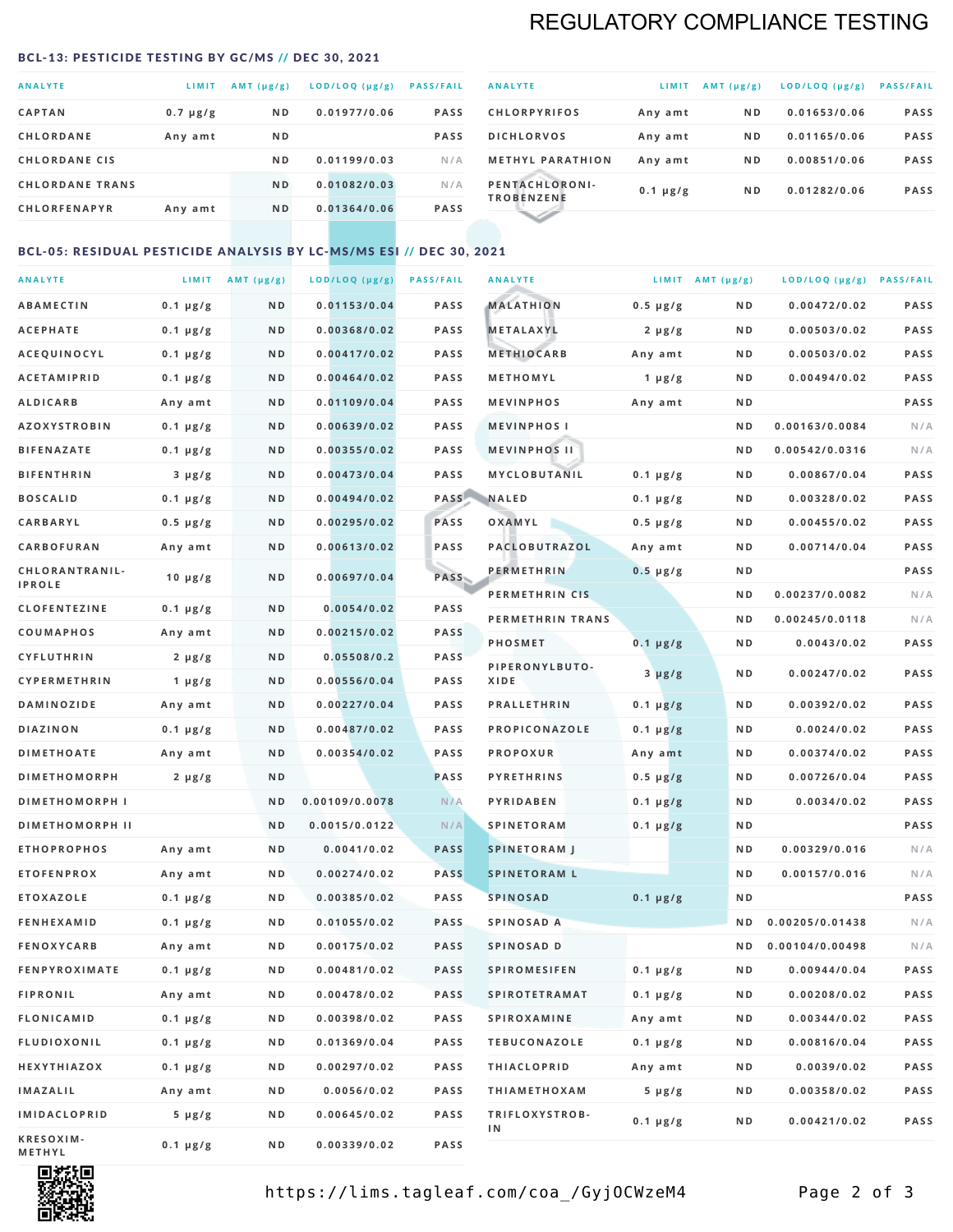# REGULATORY COMPLIANCE TESTING

## BCL-13: PESTICIDE TESTING BY GC/MS // DEC 30, 2021

| ANALYTE | LIMIT | AMT (µg/g) | LOD/LOQ (µg/g) | PASS/FAIL |
|---|---|---|---|---|
| CAPTAN | 0.7 µg/g | ND | 0.01977/0.06 | PASS |
| CHLORDANE | Any amt | ND | | PASS |
| CHLORDANE CIS | | ND | 0.01199/0.03 | N/A |
| CHLORDANE TRANS | | ND | 0.01082/0.03 | N/A |
| CHLORFENAPYR | Any amt | ND | 0.01364/0.06 | PASS |
| CHLORPYRIFOS | Any amt | ND | 0.01653/0.06 | PASS |
| DICHLORVOS | Any amt | ND | 0.01165/0.06 | PASS |
| METHYL PARATHION | Any amt | ND | 0.00851/0.06 | PASS |
| PENTACHLORONITROBENZENE | 0.1 µg/g | ND | 0.01282/0.06 | PASS |

## BCL-05: RESIDUAL PESTICIDE ANALYSIS BY LC-MS/MS ESI // DEC 30, 2021

| ANALYTE | LIMIT | AMT (µg/g) | LOD/LOQ (µg/g) | PASS/FAIL |
|---|---|---|---|---|
| ABAMECTIN | 0.1 µg/g | ND | 0.01153/0.04 | PASS |
| ACEPHATE | 0.1 µg/g | ND | 0.00368/0.02 | PASS |
| ACEQUINOCYL | 0.1 µg/g | ND | 0.00417/0.02 | PASS |
| ACETAMIPRID | 0.1 µg/g | ND | 0.00464/0.02 | PASS |
| ALDICARB | Any amt | ND | 0.01109/0.04 | PASS |
| AZOXYSTROBIN | 0.1 µg/g | ND | 0.00639/0.02 | PASS |
| BIFENAZATE | 0.1 µg/g | ND | 0.00355/0.02 | PASS |
| BIFENTHRIN | 3 µg/g | ND | 0.00473/0.04 | PASS |
| BOSCALID | 0.1 µg/g | ND | 0.00494/0.02 | PASS |
| CARBARYL | 0.5 µg/g | ND | 0.00295/0.02 | PASS |
| CARBOFURAN | Any amt | ND | 0.00613/0.02 | PASS |
| CHLORANTRANILIPROLE | 10 µg/g | ND | 0.00697/0.04 | PASS |
| CLOFENTEZINE | 0.1 µg/g | ND | 0.0054/0.02 | PASS |
| COUMAPHOS | Any amt | ND | 0.00215/0.02 | PASS |
| CYFLUTHRIN | 2 µg/g | ND | 0.05508/0.2 | PASS |
| CYPERMETHRIN | 1 µg/g | ND | 0.00556/0.04 | PASS |
| DAMINOZIDE | Any amt | ND | 0.00227/0.04 | PASS |
| DIAZINON | 0.1 µg/g | ND | 0.00487/0.02 | PASS |
| DIMETHOATE | Any amt | ND | 0.00354/0.02 | PASS |
| DIMETHOMORPH | 2 µg/g | ND | | PASS |
| DIMETHOMORPH I | | ND | 0.00109/0.0078 | N/A |
| DIMETHOMORPH II | | ND | 0.0015/0.0122 | N/A |
| ETHOPROPHOS | Any amt | ND | 0.0041/0.02 | PASS |
| ETOFENPROX | Any amt | ND | 0.00274/0.02 | PASS |
| ETOXAZOLE | 0.1 µg/g | ND | 0.00385/0.02 | PASS |
| FENHEXAMID | 0.1 µg/g | ND | 0.01055/0.02 | PASS |
| FENOXYCARB | Any amt | ND | 0.00175/0.02 | PASS |
| FENPYROXIMATE | 0.1 µg/g | ND | 0.00481/0.02 | PASS |
| FIPRONIL | Any amt | ND | 0.00478/0.02 | PASS |
| FLONICAMID | 0.1 µg/g | ND | 0.00398/0.02 | PASS |
| FLUDIOXONIL | 0.1 µg/g | ND | 0.01369/0.04 | PASS |
| HEXYTHIAZOX | 0.1 µg/g | ND | 0.00297/0.02 | PASS |
| IMAZALIL | Any amt | ND | 0.0056/0.02 | PASS |
| IMIDACLOPRID | 5 µg/g | ND | 0.00645/0.02 | PASS |
| KRESOXIM-METHYL | 0.1 µg/g | ND | 0.00339/0.02 | PASS |
| MALATHION | 0.5 µg/g | ND | 0.00472/0.02 | PASS |
| METALAXYL | 2 µg/g | ND | 0.00503/0.02 | PASS |
| METHIOCARB | Any amt | ND | 0.00503/0.02 | PASS |
| METHOMYL | 1 µg/g | ND | 0.00494/0.02 | PASS |
| MEVINPHOS | Any amt | ND | | PASS |
| MEVINPHOS I | | ND | 0.00163/0.0084 | N/A |
| MEVINPHOS II | | ND | 0.00542/0.0316 | N/A |
| MYCLOBUTANIL | 0.1 µg/g | ND | 0.00867/0.04 | PASS |
| NALED | 0.1 µg/g | ND | 0.00328/0.02 | PASS |
| OXAMYL | 0.5 µg/g | ND | 0.00455/0.02 | PASS |
| PACLOBUTRAZOL | Any amt | ND | 0.00714/0.04 | PASS |
| PERMETHRIN | 0.5 µg/g | ND | | PASS |
| PERMETHRIN CIS | | ND | 0.00237/0.0082 | N/A |
| PERMETHRIN TRANS | | ND | 0.00245/0.0118 | N/A |
| PHOSMET | 0.1 µg/g | ND | 0.0043/0.02 | PASS |
| PIPERONYLBUTOXIDE | 3 µg/g | ND | 0.00247/0.02 | PASS |
| PRALLETHRIN | 0.1 µg/g | ND | 0.00392/0.02 | PASS |
| PROPICONAZOLE | 0.1 µg/g | ND | 0.0024/0.02 | PASS |
| PROPOXUR | Any amt | ND | 0.00374/0.02 | PASS |
| PYRETHRINS | 0.5 µg/g | ND | 0.00726/0.04 | PASS |
| PYRIDABEN | 0.1 µg/g | ND | 0.0034/0.02 | PASS |
| SPINETORAM | 0.1 µg/g | ND | | PASS |
| SPINETORAM J | | ND | 0.00329/0.016 | N/A |
| SPINETORAM L | | ND | 0.00157/0.016 | N/A |
| SPINOSAD | 0.1 µg/g | ND | | PASS |
| SPINOSAD A | | ND | 0.00205/0.01438 | N/A |
| SPINOSAD D | | ND | 0.00104/0.00498 | N/A |
| SPIROMESIFEN | 0.1 µg/g | ND | 0.00944/0.04 | PASS |
| SPIROTETRAMAT | 0.1 µg/g | ND | 0.00208/0.02 | PASS |
| SPIROXAMINE | Any amt | ND | 0.00344/0.02 | PASS |
| TEBUCONAZOLE | 0.1 µg/g | ND | 0.00816/0.04 | PASS |
| THIACLOPRID | Any amt | ND | 0.0039/0.02 | PASS |
| THIAMETHOXAM | 5 µg/g | ND | 0.00358/0.02 | PASS |
| TRIFLOXYSTROBIN | 0.1 µg/g | ND | 0.00421/0.02 | PASS |

https://lims.tagleaf.com/coa_/GyjOCWzeM4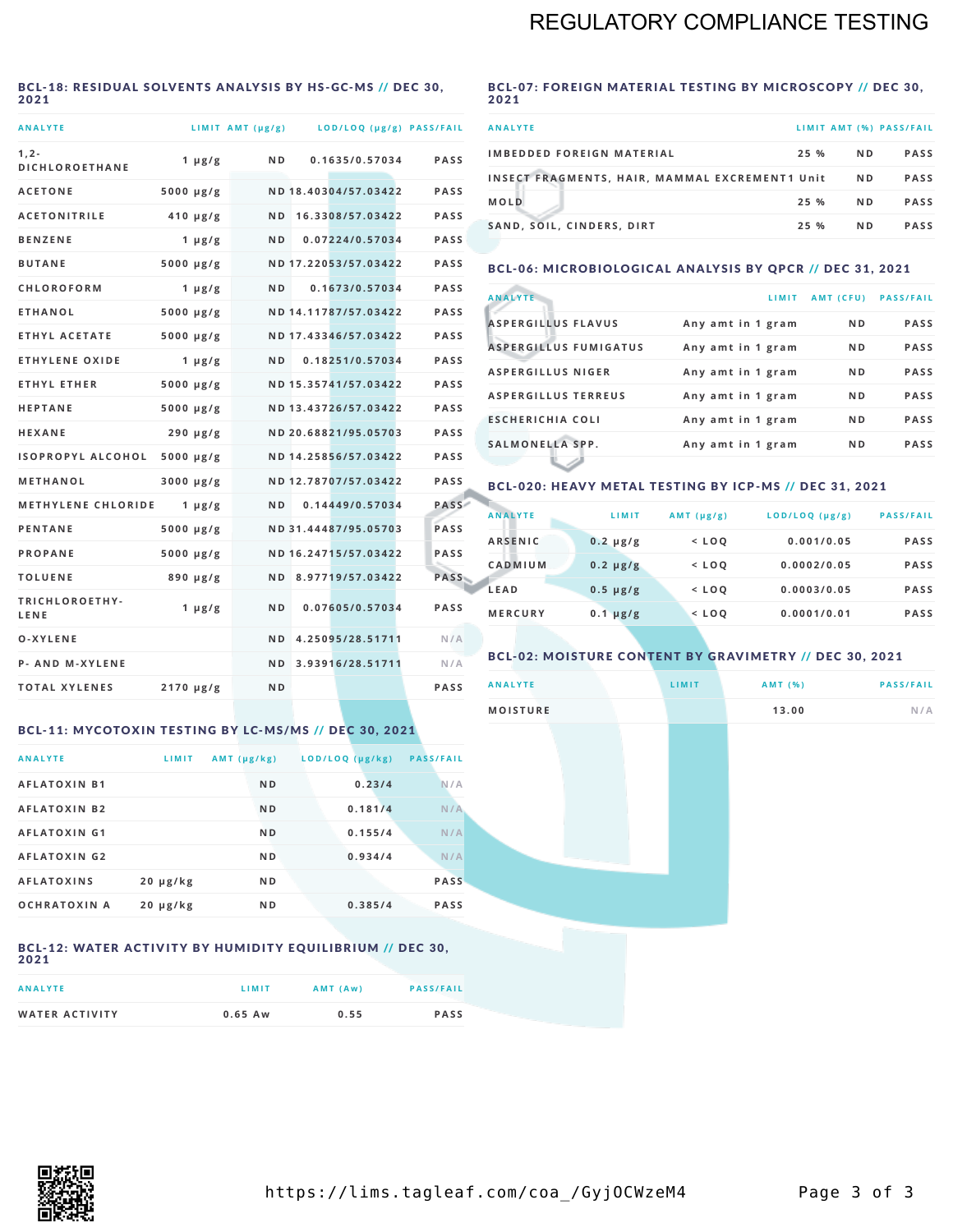# REGULATORY COMPLIANCE TESTING

## BCL-18: RESIDUAL SOLVENTS ANALYSIS BY HS-GC-MS // DEC 30, 2021

| ANALYTE | LIMIT | AMT (µg/g) | LOD/LOQ (µg/g) | PASS/FAIL |
|---|---|---|---|---|
| 1,2-DICHLOROETHANE | 1 µg/g | ND | 0.1635/0.57034 | PASS |
| ACETONE | 5000 µg/g | ND | 18.40304/57.03422 | PASS |
| ACETONITRILE | 410 µg/g | ND | 16.3308/57.03422 | PASS |
| BENZENE | 1 µg/g | ND | 0.07224/0.57034 | PASS |
| BUTANE | 5000 µg/g | ND | 17.22053/57.03422 | PASS |
| CHLOROFORM | 1 µg/g | ND | 0.1673/0.57034 | PASS |
| ETHANOL | 5000 µg/g | ND | 14.11787/57.03422 | PASS |
| ETHYL ACETATE | 5000 µg/g | ND | 17.43346/57.03422 | PASS |
| ETHYLENE OXIDE | 1 µg/g | ND | 0.18251/0.57034 | PASS |
| ETHYL ETHER | 5000 µg/g | ND | 15.35741/57.03422 | PASS |
| HEPTANE | 5000 µg/g | ND | 13.43726/57.03422 | PASS |
| HEXANE | 290 µg/g | ND | 20.68821/95.05703 | PASS |
| ISOPROPYL ALCOHOL | 5000 µg/g | ND | 14.25856/57.03422 | PASS |
| METHANOL | 3000 µg/g | ND | 12.78707/57.03422 | PASS |
| METHYLENE CHLORIDE | 1 µg/g | ND | 0.14449/0.57034 | PASS |
| PENTANE | 5000 µg/g | ND | 31.44487/95.05703 | PASS |
| PROPANE | 5000 µg/g | ND | 16.24715/57.03422 | PASS |
| TOLUENE | 890 µg/g | ND | 8.97719/57.03422 | PASS |
| TRICHLOROETHYLENE | 1 µg/g | ND | 0.07605/0.57034 | PASS |
| O-XYLENE | | ND | 4.25095/28.51711 | N/A |
| P- AND M-XYLENE | | ND | 3.93916/28.51711 | N/A |
| TOTAL XYLENES | 2170 µg/g | ND | | PASS |

## BCL-11: MYCOTOXIN TESTING BY LC-MS/MS // DEC 30, 2021

| ANALYTE | LIMIT | AMT (µg/kg) | LOD/LOQ (µg/kg) | PASS/FAIL |
|---|---|---|---|---|
| AFLATOXIN B1 | | ND | 0.23/4 | N/A |
| AFLATOXIN B2 | | ND | 0.181/4 | N/A |
| AFLATOXIN G1 | | ND | 0.155/4 | N/A |
| AFLATOXIN G2 | | ND | 0.934/4 | N/A |
| AFLATOXINS | 20 µg/kg | ND | | PASS |
| OCHRATOXIN A | 20 µg/kg | ND | 0.385/4 | PASS |

## BCL-12: WATER ACTIVITY BY HUMIDITY EQUILIBRIUM // DEC 30, 2021

| ANALYTE | LIMIT | AMT (Aw) | PASS/FAIL |
|---|---|---|---|
| WATER ACTIVITY | 0.65 Aw | 0.55 | PASS |

## BCL-07: FOREIGN MATERIAL TESTING BY MICROSCOPY // DEC 30, 2021

| ANALYTE | LIMIT | AMT (%) | PASS/FAIL |
|---|---|---|---|
| IMBEDDED FOREIGN MATERIAL | 25 % | ND | PASS |
| INSECT FRAGMENTS, HAIR, MAMMAL EXCREMENT | 1 Unit | ND | PASS |
| MOLD | 25 % | ND | PASS |
| SAND, SOIL, CINDERS, DIRT | 25 % | ND | PASS |

## BCL-06: MICROBIOLOGICAL ANALYSIS BY QPCR // DEC 31, 2021

| ANALYTE | LIMIT | AMT (CFU) | PASS/FAIL |
|---|---|---|---|
| ASPERGILLUS FLAVUS | Any amt in 1 gram | ND | PASS |
| ASPERGILLUS FUMIGATUS | Any amt in 1 gram | ND | PASS |
| ASPERGILLUS NIGER | Any amt in 1 gram | ND | PASS |
| ASPERGILLUS TERREUS | Any amt in 1 gram | ND | PASS |
| ESCHERICHIA COLI | Any amt in 1 gram | ND | PASS |
| SALMONELLA SPP. | Any amt in 1 gram | ND | PASS |

## BCL-020: HEAVY METAL TESTING BY ICP-MS // DEC 31, 2021

| ANALYTE | LIMIT | AMT (µg/g) | LOD/LOQ (µg/g) | PASS/FAIL |
|---|---|---|---|---|
| ARSENIC | 0.2 µg/g | < LOQ | 0.001/0.05 | PASS |
| CADMIUM | 0.2 µg/g | < LOQ | 0.0002/0.05 | PASS |
| LEAD | 0.5 µg/g | < LOQ | 0.0003/0.05 | PASS |
| MERCURY | 0.1 µg/g | < LOQ | 0.0001/0.01 | PASS |

## BCL-02: MOISTURE CONTENT BY GRAVIMETRY // DEC 30, 2021

| ANALYTE | LIMIT | AMT (%) | PASS/FAIL |
|---|---|---|---|
| MOISTURE | | 13.00 | N/A |

https://lims.tagleaf.com/coa_/GyjOCWzeM4